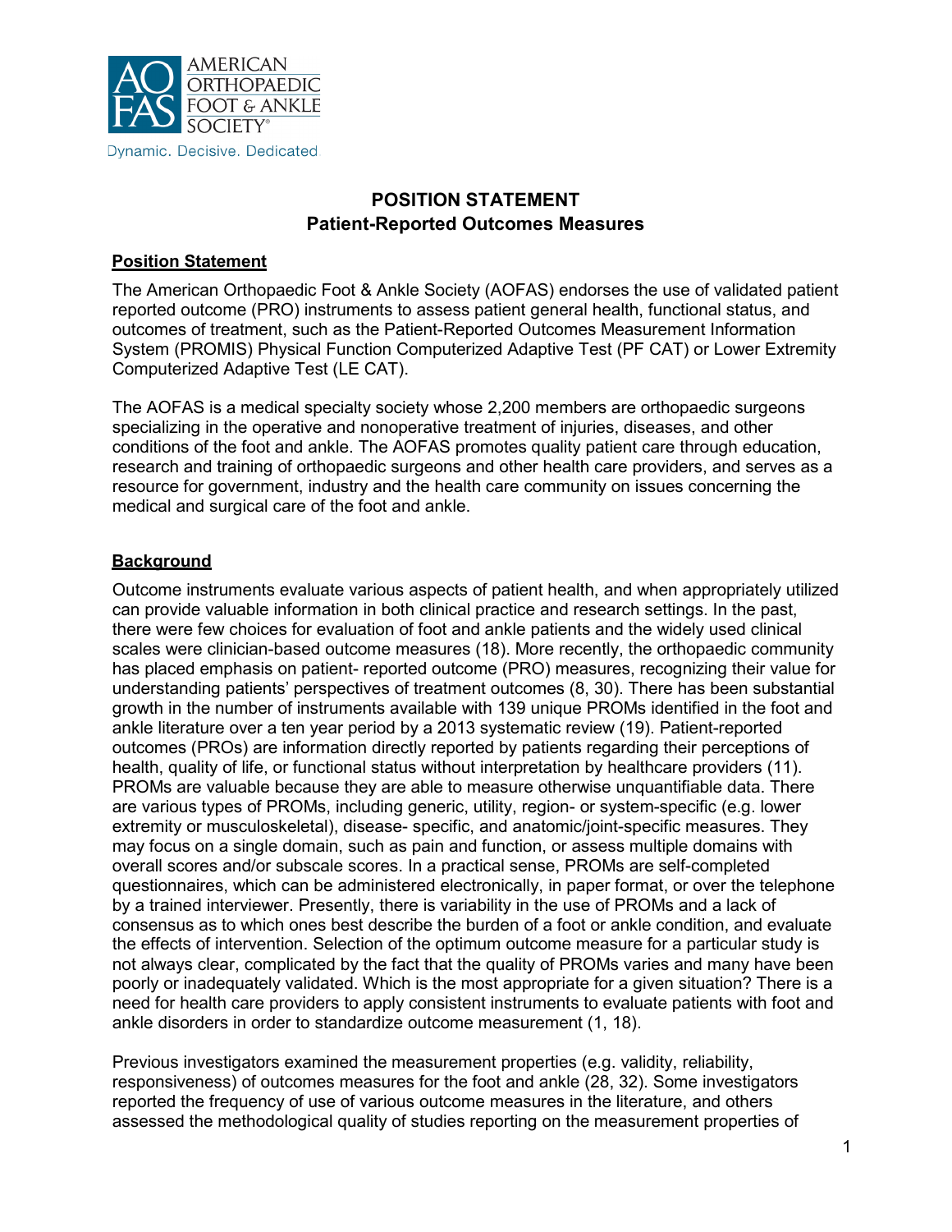AMERICAN ORTHOPAEDIC FOOT & ANKLE SOCIETY

Dynamic. Decisive. Dedicated

# POSITION STATEMENT
## Patient-Reported Outcomes Measures

### Position Statement

The American Orthopaedic Foot & Ankle Society (AOFAS) endorses the use of validated patient reported outcome (PRO) instruments to assess patient general health, functional status, and outcomes of treatment, such as the Patient-Reported Outcomes Measurement Information System (PROMIS) Physical Function Computerized Adaptive Test (PF CAT) or Lower Extremity Computerized Adaptive Test (LE CAT).

The AOFAS is a medical specialty society whose 2,200 members are orthopaedic surgeons specializing in the operative and nonoperative treatment of injuries, diseases, and other conditions of the foot and ankle. The AOFAS promotes quality patient care through education, research and training of orthopaedic surgeons and other health care providers, and serves as a resource for government, industry and the health care community on issues concerning the medical and surgical care of the foot and ankle.

### Background

Outcome instruments evaluate various aspects of patient health, and when appropriately utilized can provide valuable information in both clinical practice and research settings. In the past, there were few choices for evaluation of foot and ankle patients and the widely used clinical scales were clinician-based outcome measures (18). More recently, the orthopaedic community has placed emphasis on patient- reported outcome (PRO) measures, recognizing their value for understanding patients' perspectives of treatment outcomes (8, 30). There has been substantial growth in the number of instruments available with 139 unique PROMs identified in the foot and ankle literature over a ten year period by a 2013 systematic review (19). Patient-reported outcomes (PROs) are information directly reported by patients regarding their perceptions of health, quality of life, or functional status without interpretation by healthcare providers (11). PROMs are valuable because they are able to measure otherwise unquantifiable data. There are various types of PROMs, including generic, utility, region- or system-specific (e.g. lower extremity or musculoskeletal), disease- specific, and anatomic/joint-specific measures. They may focus on a single domain, such as pain and function, or assess multiple domains with overall scores and/or subscale scores. In a practical sense, PROMs are self-completed questionnaires, which can be administered electronically, in paper format, or over the telephone by a trained interviewer. Presently, there is variability in the use of PROMs and a lack of consensus as to which ones best describe the burden of a foot or ankle condition, and evaluate the effects of intervention. Selection of the optimum outcome measure for a particular study is not always clear, complicated by the fact that the quality of PROMs varies and many have been poorly or inadequately validated. Which is the most appropriate for a given situation? There is a need for health care providers to apply consistent instruments to evaluate patients with foot and ankle disorders in order to standardize outcome measurement (1, 18).

Previous investigators examined the measurement properties (e.g. validity, reliability, responsiveness) of outcomes measures for the foot and ankle (28, 32). Some investigators reported the frequency of use of various outcome measures in the literature, and others assessed the methodological quality of studies reporting on the measurement properties of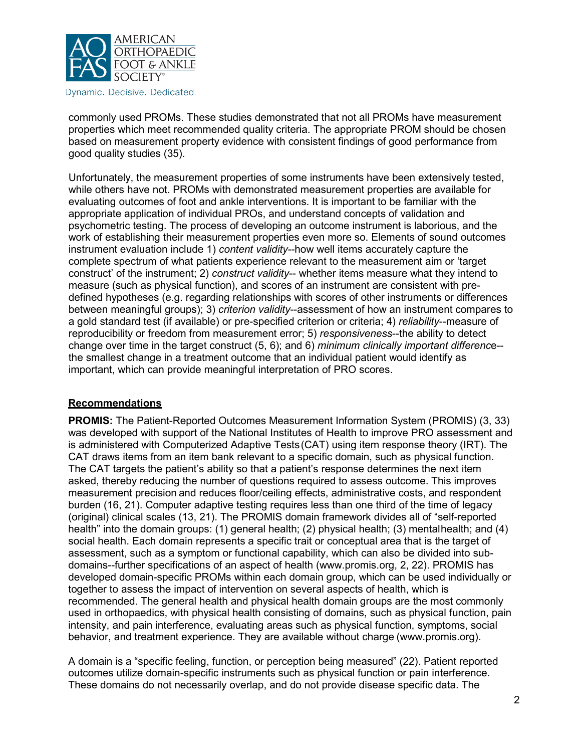commonly used PROMs. These studies demonstrated that not all PROMs have measurement properties which meet recommended quality criteria. The appropriate PROM should be chosen based on measurement property evidence with consistent findings of good performance from good quality studies (35).

Unfortunately, the measurement properties of some instruments have been extensively tested, while others have not. PROMs with demonstrated measurement properties are available for evaluating outcomes of foot and ankle interventions. It is important to be familiar with the appropriate application of individual PROs, and understand concepts of validation and psychometric testing. The process of developing an outcome instrument is laborious, and the work of establishing their measurement properties even more so. Elements of sound outcomes instrument evaluation include 1) *content validity*--how well items accurately capture the complete spectrum of what patients experience relevant to the measurement aim or 'target construct' of the instrument; 2) *construct validity*-- whether items measure what they intend to measure (such as physical function), and scores of an instrument are consistent with pre-defined hypotheses (e.g. regarding relationships with scores of other instruments or differences between meaningful groups); 3) *criterion validity*--assessment of how an instrument compares to a gold standard test (if available) or pre-specified criterion or criteria; 4) *reliability*--measure of reproducibility or freedom from measurement error; 5) *responsiveness*--the ability to detect change over time in the target construct (5, 6); and 6) *minimum clinically important differenc*e--the smallest change in a treatment outcome that an individual patient would identify as important, which can provide meaningful interpretation of PRO scores.

## Recommendations

**PROMIS:** The Patient-Reported Outcomes Measurement Information System (PROMIS) (3, 33) was developed with support of the National Institutes of Health to improve PRO assessment and is administered with Computerized Adaptive Tests (CAT) using item response theory (IRT). The CAT draws items from an item bank relevant to a specific domain, such as physical function. The CAT targets the patient's ability so that a patient's response determines the next item asked, thereby reducing the number of questions required to assess outcome. This improves measurement precision and reduces floor/ceiling effects, administrative costs, and respondent burden (16, 21). Computer adaptive testing requires less than one third of the time of legacy (original) clinical scales (13, 21). The PROMIS domain framework divides all of "self-reported health" into the domain groups: (1) general health; (2) physical health; (3) mental health; and (4) social health. Each domain represents a specific trait or conceptual area that is the target of assessment, such as a symptom or functional capability, which can also be divided into sub-domains--further specifications of an aspect of health (www.promis.org, 2, 22). PROMIS has developed domain-specific PROMs within each domain group, which can be used individually or together to assess the impact of intervention on several aspects of health, which is recommended. The general health and physical health domain groups are the most commonly used in orthopaedics, with physical health consisting of domains, such as physical function, pain intensity, and pain interference, evaluating areas such as physical function, symptoms, social behavior, and treatment experience. They are available without charge (www.promis.org).

A domain is a "specific feeling, function, or perception being measured" (22). Patient reported outcomes utilize domain-specific instruments such as physical function or pain interference. These domains do not necessarily overlap, and do not provide disease specific data. The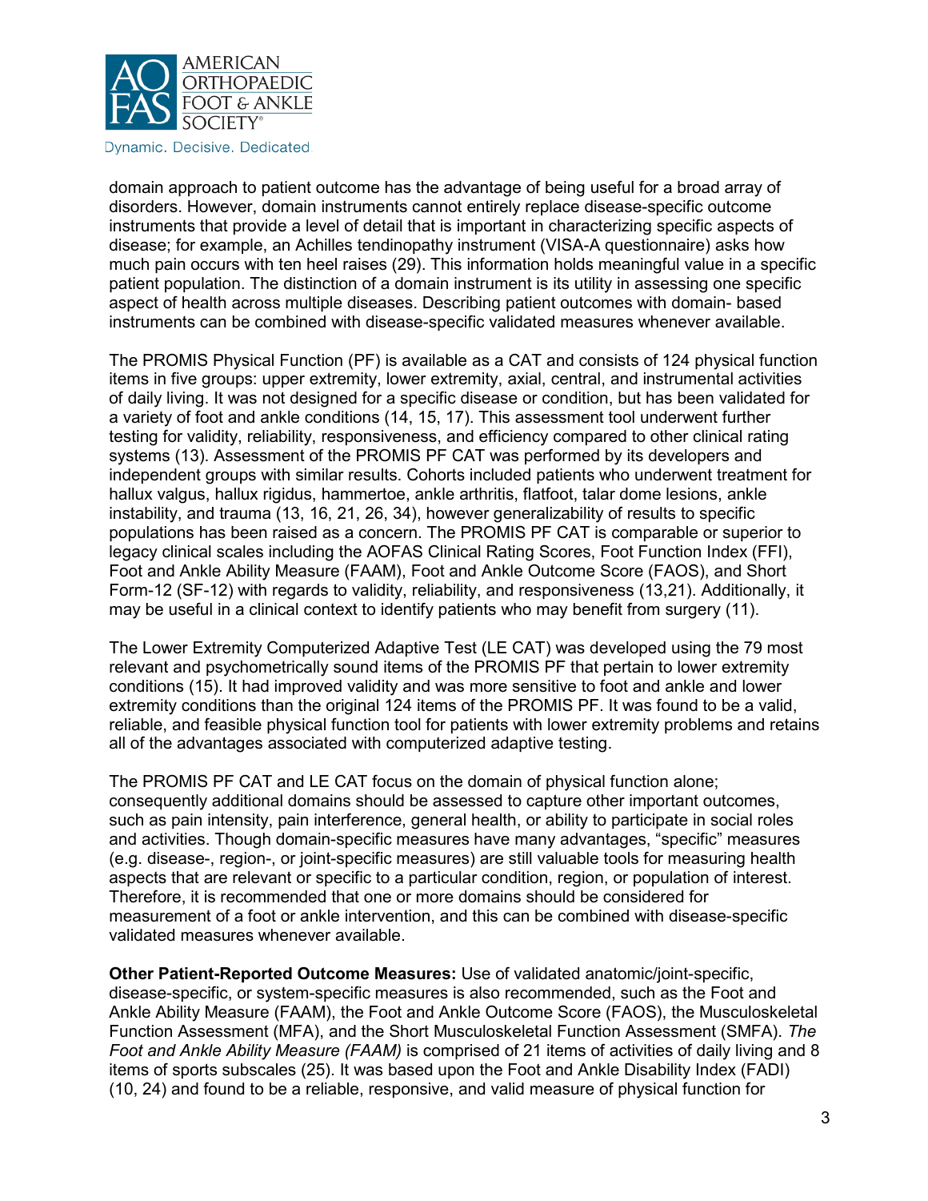domain approach to patient outcome has the advantage of being useful for a broad array of disorders. However, domain instruments cannot entirely replace disease-specific outcome instruments that provide a level of detail that is important in characterizing specific aspects of disease; for example, an Achilles tendinopathy instrument (VISA-A questionnaire) asks how much pain occurs with ten heel raises (29). This information holds meaningful value in a specific patient population. The distinction of a domain instrument is its utility in assessing one specific aspect of health across multiple diseases. Describing patient outcomes with domain- based instruments can be combined with disease-specific validated measures whenever available.

The PROMIS Physical Function (PF) is available as a CAT and consists of 124 physical function items in five groups: upper extremity, lower extremity, axial, central, and instrumental activities of daily living. It was not designed for a specific disease or condition, but has been validated for a variety of foot and ankle conditions (14, 15, 17). This assessment tool underwent further testing for validity, reliability, responsiveness, and efficiency compared to other clinical rating systems (13). Assessment of the PROMIS PF CAT was performed by its developers and independent groups with similar results. Cohorts included patients who underwent treatment for hallux valgus, hallux rigidus, hammertoe, ankle arthritis, flatfoot, talar dome lesions, ankle instability, and trauma (13, 16, 21, 26, 34), however generalizability of results to specific populations has been raised as a concern. The PROMIS PF CAT is comparable or superior to legacy clinical scales including the AOFAS Clinical Rating Scores, Foot Function Index (FFI), Foot and Ankle Ability Measure (FAAM), Foot and Ankle Outcome Score (FAOS), and Short Form-12 (SF-12) with regards to validity, reliability, and responsiveness (13,21). Additionally, it may be useful in a clinical context to identify patients who may benefit from surgery (11).

The Lower Extremity Computerized Adaptive Test (LE CAT) was developed using the 79 most relevant and psychometrically sound items of the PROMIS PF that pertain to lower extremity conditions (15). It had improved validity and was more sensitive to foot and ankle and lower extremity conditions than the original 124 items of the PROMIS PF. It was found to be a valid, reliable, and feasible physical function tool for patients with lower extremity problems and retains all of the advantages associated with computerized adaptive testing.

The PROMIS PF CAT and LE CAT focus on the domain of physical function alone; consequently additional domains should be assessed to capture other important outcomes, such as pain intensity, pain interference, general health, or ability to participate in social roles and activities. Though domain-specific measures have many advantages, "specific" measures (e.g. disease-, region-, or joint-specific measures) are still valuable tools for measuring health aspects that are relevant or specific to a particular condition, region, or population of interest. Therefore, it is recommended that one or more domains should be considered for measurement of a foot or ankle intervention, and this can be combined with disease-specific validated measures whenever available.

**Other Patient-Reported Outcome Measures:** Use of validated anatomic/joint-specific, disease-specific, or system-specific measures is also recommended, such as the Foot and Ankle Ability Measure (FAAM), the Foot and Ankle Outcome Score (FAOS), the Musculoskeletal Function Assessment (MFA), and the Short Musculoskeletal Function Assessment (SMFA). *The Foot and Ankle Ability Measure (FAAM)* is comprised of 21 items of activities of daily living and 8 items of sports subscales (25). It was based upon the Foot and Ankle Disability Index (FADI) (10, 24) and found to be a reliable, responsive, and valid measure of physical function for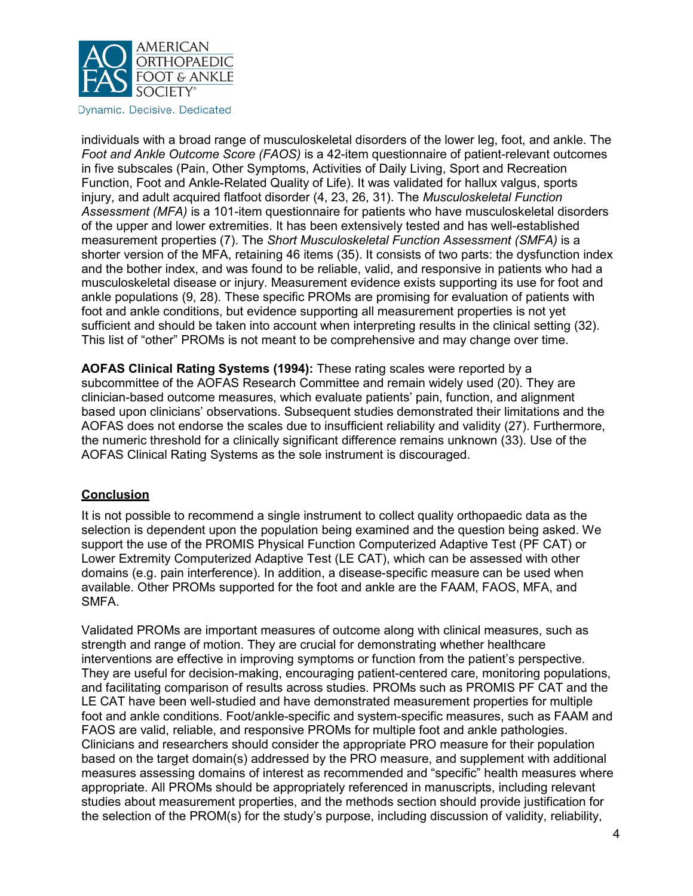individuals with a broad range of musculoskeletal disorders of the lower leg, foot, and ankle. The *Foot and Ankle Outcome Score (FAOS)* is a 42-item questionnaire of patient-relevant outcomes in five subscales (Pain, Other Symptoms, Activities of Daily Living, Sport and Recreation Function, Foot and Ankle-Related Quality of Life). It was validated for hallux valgus, sports injury, and adult acquired flatfoot disorder (4, 23, 26, 31). The *Musculoskeletal Function Assessment (MFA)* is a 101-item questionnaire for patients who have musculoskeletal disorders of the upper and lower extremities. It has been extensively tested and has well-established measurement properties (7). The *Short Musculoskeletal Function Assessment (SMFA)* is a shorter version of the MFA, retaining 46 items (35). It consists of two parts: the dysfunction index and the bother index, and was found to be reliable, valid, and responsive in patients who had a musculoskeletal disease or injury. Measurement evidence exists supporting its use for foot and ankle populations (9, 28). These specific PROMs are promising for evaluation of patients with foot and ankle conditions, but evidence supporting all measurement properties is not yet sufficient and should be taken into account when interpreting results in the clinical setting (32). This list of "other" PROMs is not meant to be comprehensive and may change over time.

**AOFAS Clinical Rating Systems (1994):** These rating scales were reported by a subcommittee of the AOFAS Research Committee and remain widely used (20). They are clinician-based outcome measures, which evaluate patients' pain, function, and alignment based upon clinicians' observations. Subsequent studies demonstrated their limitations and the AOFAS does not endorse the scales due to insufficient reliability and validity (27). Furthermore, the numeric threshold for a clinically significant difference remains unknown (33). Use of the AOFAS Clinical Rating Systems as the sole instrument is discouraged.

## Conclusion

It is not possible to recommend a single instrument to collect quality orthopaedic data as the selection is dependent upon the population being examined and the question being asked. We support the use of the PROMIS Physical Function Computerized Adaptive Test (PF CAT) or Lower Extremity Computerized Adaptive Test (LE CAT), which can be assessed with other domains (e.g. pain interference). In addition, a disease-specific measure can be used when available. Other PROMs supported for the foot and ankle are the FAAM, FAOS, MFA, and SMFA.

Validated PROMs are important measures of outcome along with clinical measures, such as strength and range of motion. They are crucial for demonstrating whether healthcare interventions are effective in improving symptoms or function from the patient's perspective. They are useful for decision-making, encouraging patient-centered care, monitoring populations, and facilitating comparison of results across studies. PROMs such as PROMIS PF CAT and the LE CAT have been well-studied and have demonstrated measurement properties for multiple foot and ankle conditions. Foot/ankle-specific and system-specific measures, such as FAAM and FAOS are valid, reliable, and responsive PROMs for multiple foot and ankle pathologies. Clinicians and researchers should consider the appropriate PRO measure for their population based on the target domain(s) addressed by the PRO measure, and supplement with additional measures assessing domains of interest as recommended and "specific" health measures where appropriate. All PROMs should be appropriately referenced in manuscripts, including relevant studies about measurement properties, and the methods section should provide justification for the selection of the PROM(s) for the study's purpose, including discussion of validity, reliability,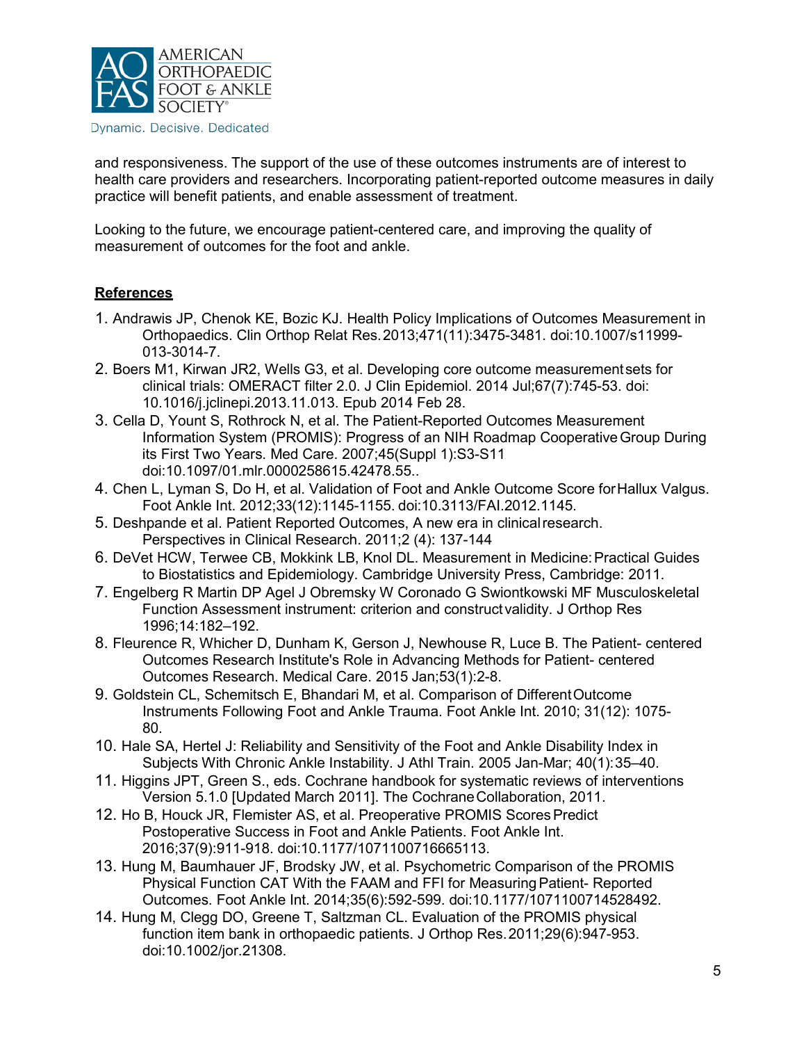and responsiveness. The support of the use of these outcomes instruments are of interest to health care providers and researchers. Incorporating patient-reported outcome measures in daily practice will benefit patients, and enable assessment of treatment.

Looking to the future, we encourage patient-centered care, and improving the quality of measurement of outcomes for the foot and ankle.

## References

1. Andrawis JP, Chenok KE, Bozic KJ. Health Policy Implications of Outcomes Measurement in Orthopaedics. Clin Orthop Relat Res. 2013;471(11):3475-3481. doi:10.1007/s11999-013-3014-7.
2. Boers M1, Kirwan JR2, Wells G3, et al. Developing core outcome measurement sets for clinical trials: OMERACT filter 2.0. J Clin Epidemiol. 2014 Jul;67(7):745-53. doi: 10.1016/j.jclinepi.2013.11.013. Epub 2014 Feb 28.
3. Cella D, Yount S, Rothrock N, et al. The Patient-Reported Outcomes Measurement Information System (PROMIS): Progress of an NIH Roadmap Cooperative Group During its First Two Years. Med Care. 2007;45(Suppl 1):S3-S11 doi:10.1097/01.mlr.0000258615.42478.55..
4. Chen L, Lyman S, Do H, et al. Validation of Foot and Ankle Outcome Score for Hallux Valgus. Foot Ankle Int. 2012;33(12):1145-1155. doi:10.3113/FAI.2012.1145.
5. Deshpande et al. Patient Reported Outcomes, A new era in clinical research. Perspectives in Clinical Research. 2011;2 (4): 137-144
6. DeVet HCW, Terwee CB, Mokkink LB, Knol DL. Measurement in Medicine: Practical Guides to Biostatistics and Epidemiology. Cambridge University Press, Cambridge: 2011.
7. Engelberg R Martin DP Agel J Obremsky W Coronado G Swiontkowski MF Musculoskeletal Function Assessment instrument: criterion and construct validity. J Orthop Res 1996;14:182–192.
8. Fleurence R, Whicher D, Dunham K, Gerson J, Newhouse R, Luce B. The Patient- centered Outcomes Research Institute's Role in Advancing Methods for Patient- centered Outcomes Research. Medical Care. 2015 Jan;53(1):2-8.
9. Goldstein CL, Schemitsch E, Bhandari M, et al. Comparison of Different Outcome Instruments Following Foot and Ankle Trauma. Foot Ankle Int. 2010; 31(12): 1075-80.
10. Hale SA, Hertel J: Reliability and Sensitivity of the Foot and Ankle Disability Index in Subjects With Chronic Ankle Instability. J Athl Train. 2005 Jan-Mar; 40(1):35–40.
11. Higgins JPT, Green S., eds. Cochrane handbook for systematic reviews of interventions Version 5.1.0 [Updated March 2011]. The Cochrane Collaboration, 2011.
12. Ho B, Houck JR, Flemister AS, et al. Preoperative PROMIS Scores Predict Postoperative Success in Foot and Ankle Patients. Foot Ankle Int. 2016;37(9):911-918. doi:10.1177/1071100716665113.
13. Hung M, Baumhauer JF, Brodsky JW, et al. Psychometric Comparison of the PROMIS Physical Function CAT With the FAAM and FFI for Measuring Patient- Reported Outcomes. Foot Ankle Int. 2014;35(6):592-599. doi:10.1177/1071100714528492.
14. Hung M, Clegg DO, Greene T, Saltzman CL. Evaluation of the PROMIS physical function item bank in orthopaedic patients. J Orthop Res. 2011;29(6):947-953. doi:10.1002/jor.21308.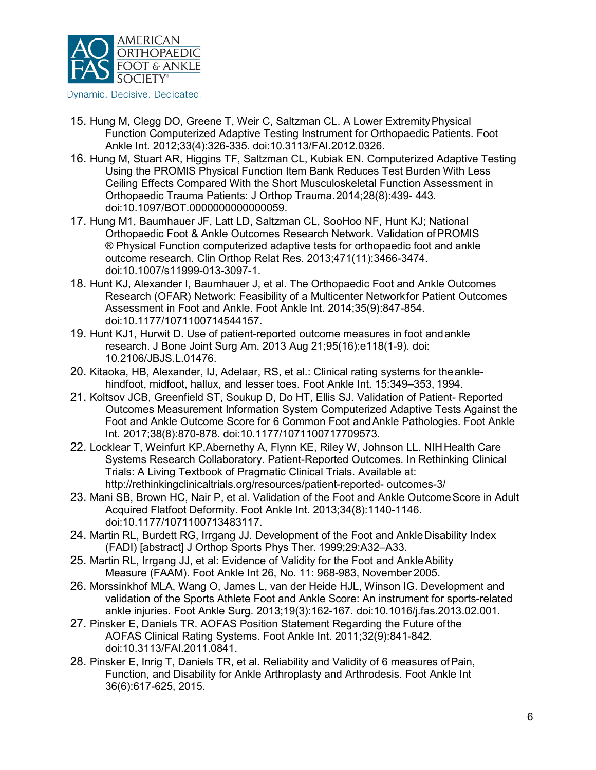15. Hung M, Clegg DO, Greene T, Weir C, Saltzman CL. A Lower Extremity Physical Function Computerized Adaptive Testing Instrument for Orthopaedic Patients. Foot Ankle Int. 2012;33(4):326-335. doi:10.3113/FAI.2012.0326.
16. Hung M, Stuart AR, Higgins TF, Saltzman CL, Kubiak EN. Computerized Adaptive Testing Using the PROMIS Physical Function Item Bank Reduces Test Burden With Less Ceiling Effects Compared With the Short Musculoskeletal Function Assessment in Orthopaedic Trauma Patients: J Orthop Trauma. 2014;28(8):439- 443. doi:10.1097/BOT.0000000000000059.
17. Hung M1, Baumhauer JF, Latt LD, Saltzman CL, SooHoo NF, Hunt KJ; National Orthopaedic Foot & Ankle Outcomes Research Network. Validation of PROMIS ® Physical Function computerized adaptive tests for orthopaedic foot and ankle outcome research. Clin Orthop Relat Res. 2013;471(11):3466-3474. doi:10.1007/s11999-013-3097-1.
18. Hunt KJ, Alexander I, Baumhauer J, et al. The Orthopaedic Foot and Ankle Outcomes Research (OFAR) Network: Feasibility of a Multicenter Network for Patient Outcomes Assessment in Foot and Ankle. Foot Ankle Int. 2014;35(9):847-854. doi:10.1177/1071100714544157.
19. Hunt KJ1, Hurwit D. Use of patient-reported outcome measures in foot and ankle research. J Bone Joint Surg Am. 2013 Aug 21;95(16):e118(1-9). doi: 10.2106/JBJS.L.01476.
20. Kitaoka, HB, Alexander, IJ, Adelaar, RS, et al.: Clinical rating systems for the ankle-hindfoot, midfoot, hallux, and lesser toes. Foot Ankle Int. 15:349–353, 1994.
21. Koltsov JCB, Greenfield ST, Soukup D, Do HT, Ellis SJ. Validation of Patient- Reported Outcomes Measurement Information System Computerized Adaptive Tests Against the Foot and Ankle Outcome Score for 6 Common Foot and Ankle Pathologies. Foot Ankle Int. 2017;38(8):870-878. doi:10.1177/1071100717709573.
22. Locklear T, Weinfurt KP,Abernethy A, Flynn KE, Riley W, Johnson LL. NIH Health Care Systems Research Collaboratory. Patient-Reported Outcomes. In Rethinking Clinical Trials: A Living Textbook of Pragmatic Clinical Trials. Available at: http://rethinkingclinicaltrials.org/resources/patient-reported- outcomes-3/
23. Mani SB, Brown HC, Nair P, et al. Validation of the Foot and Ankle Outcome Score in Adult Acquired Flatfoot Deformity. Foot Ankle Int. 2013;34(8):1140-1146. doi:10.1177/1071100713483117.
24. Martin RL, Burdett RG, Irrgang JJ. Development of the Foot and Ankle Disability Index (FADI) [abstract] J Orthop Sports Phys Ther. 1999;29:A32–A33.
25. Martin RL, Irrgang JJ, et al: Evidence of Validity for the Foot and Ankle Ability Measure (FAAM). Foot Ankle Int 26, No. 11: 968-983, November 2005.
26. Morssinkhof MLA, Wang O, James L, van der Heide HJL, Winson IG. Development and validation of the Sports Athlete Foot and Ankle Score: An instrument for sports-related ankle injuries. Foot Ankle Surg. 2013;19(3):162-167. doi:10.1016/j.fas.2013.02.001.
27. Pinsker E, Daniels TR. AOFAS Position Statement Regarding the Future of the AOFAS Clinical Rating Systems. Foot Ankle Int. 2011;32(9):841-842. doi:10.3113/FAI.2011.0841.
28. Pinsker E, Inrig T, Daniels TR, et al. Reliability and Validity of 6 measures of Pain, Function, and Disability for Ankle Arthroplasty and Arthrodesis. Foot Ankle Int 36(6):617-625, 2015.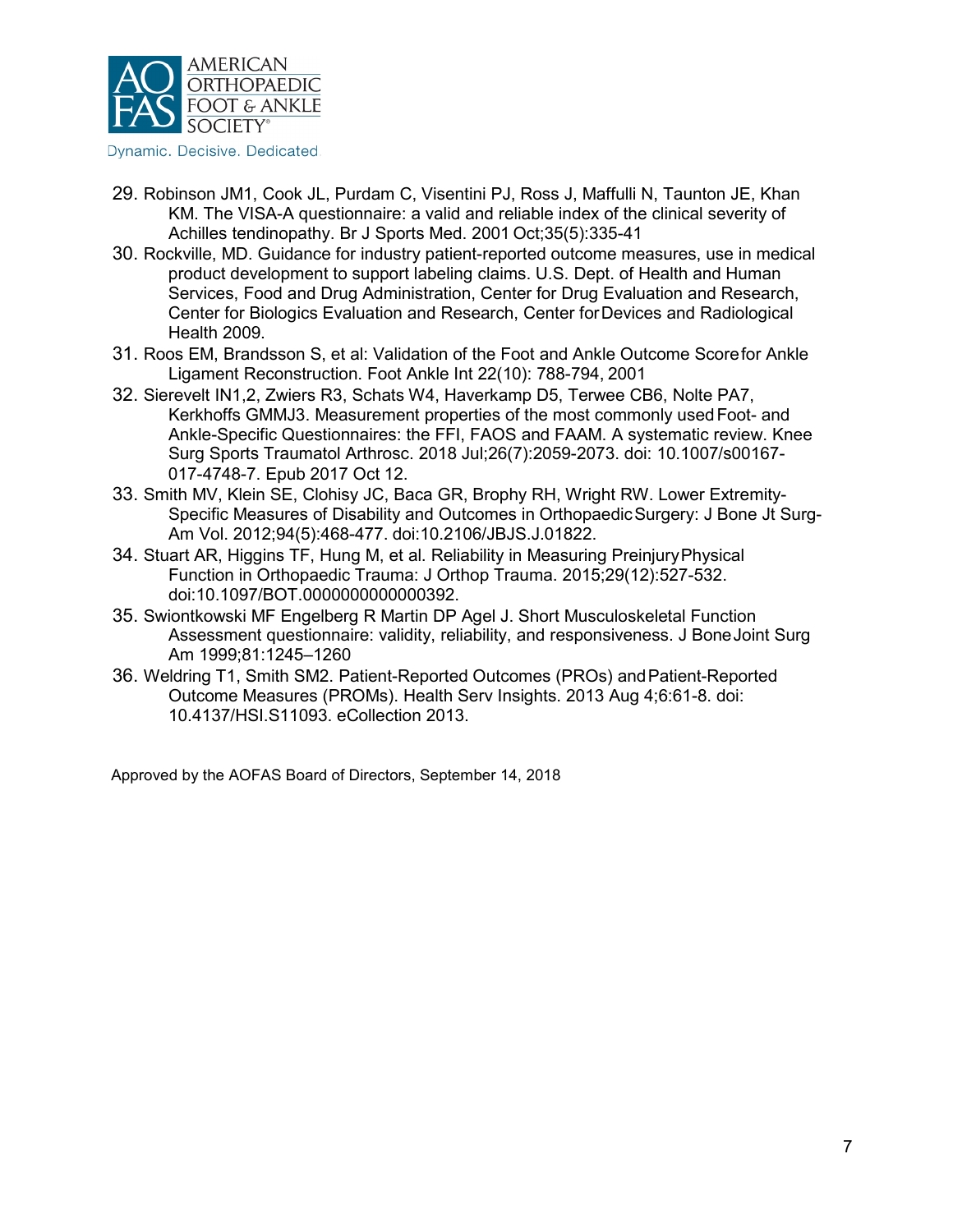29. Robinson JM1, Cook JL, Purdam C, Visentini PJ, Ross J, Maffulli N, Taunton JE, Khan KM. The VISA-A questionnaire: a valid and reliable index of the clinical severity of Achilles tendinopathy. Br J Sports Med. 2001 Oct;35(5):335-41
30. Rockville, MD. Guidance for industry patient-reported outcome measures, use in medical product development to support labeling claims. U.S. Dept. of Health and Human Services, Food and Drug Administration, Center for Drug Evaluation and Research, Center for Biologics Evaluation and Research, Center for Devices and Radiological Health 2009.
31. Roos EM, Brandsson S, et al: Validation of the Foot and Ankle Outcome Score for Ankle Ligament Reconstruction. Foot Ankle Int 22(10): 788-794, 2001
32. Sierevelt IN1,2, Zwiers R3, Schats W4, Haverkamp D5, Terwee CB6, Nolte PA7, Kerkhoffs GMMJ3. Measurement properties of the most commonly used Foot- and Ankle-Specific Questionnaires: the FFI, FAOS and FAAM. A systematic review. Knee Surg Sports Traumatol Arthrosc. 2018 Jul;26(7):2059-2073. doi: 10.1007/s00167-017-4748-7. Epub 2017 Oct 12.
33. Smith MV, Klein SE, Clohisy JC, Baca GR, Brophy RH, Wright RW. Lower Extremity-Specific Measures of Disability and Outcomes in Orthopaedic Surgery: J Bone Jt Surg-Am Vol. 2012;94(5):468-477. doi:10.2106/JBJS.J.01822.
34. Stuart AR, Higgins TF, Hung M, et al. Reliability in Measuring Preinjury Physical Function in Orthopaedic Trauma: J Orthop Trauma. 2015;29(12):527-532. doi:10.1097/BOT.0000000000000392.
35. Swiontkowski MF Engelberg R Martin DP Agel J. Short Musculoskeletal Function Assessment questionnaire: validity, reliability, and responsiveness. J Bone Joint Surg Am 1999;81:1245–1260
36. Weldring T1, Smith SM2. Patient-Reported Outcomes (PROs) and Patient-Reported Outcome Measures (PROMs). Health Serv Insights. 2013 Aug 4;6:61-8. doi: 10.4137/HSI.S11093. eCollection 2013.

Approved by the AOFAS Board of Directors, September 14, 2018